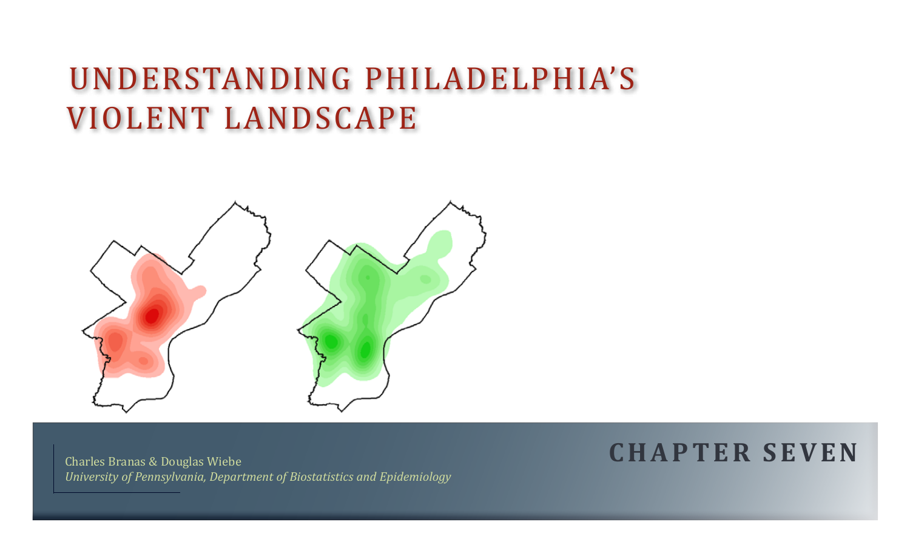# UNDERSTANDING PHILADELPHIA'S VIOLENT LANDSCAPE

Charles Branas & Douglas Wiebe

*University of Pennsylvania, Department of Biostatistics and Epidemiology*

## CHAPTER SEVEN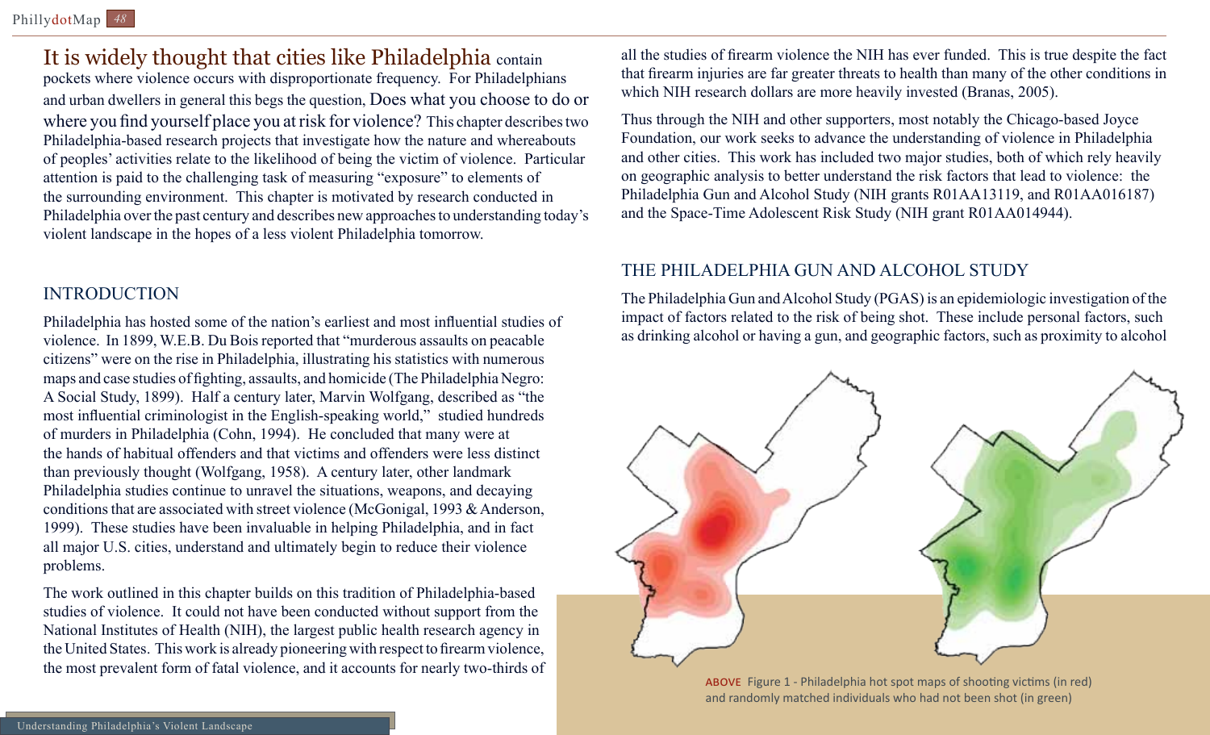It is widely thought that cities like Philadelphia contain pockets where violence occurs with disproportionate frequency. For Philadelphians and urban dwellers in general this begs the question, Does what you choose to do or where you find yourself place you at risk for violence? This chapter describes two Philadelphia-based research projects that investigate how the nature and whereabouts of peoples' activities relate to the likelihood of being the victim of violence. Particular attention is paid to the challenging task of measuring "exposure" to elements of the surrounding environment. This chapter is motivated by research conducted in Philadelphia over the past century and describes new approaches to understanding today's violent landscape in the hopes of a less violent Philadelphia tomorrow.

## INTRODUCTION

Philadelphia has hosted some of the nation's earliest and most influential studies of violence. In 1899, W.E.B. Du Bois reported that "murderous assaults on peacable citizens" were on the rise in Philadelphia, illustrating his statistics with numerous maps and case studies of fighting, assaults, and homicide (The Philadelphia Negro: A Social Study, 1899). Half a century later, Marvin Wolfgang, described as "the most influential criminologist in the English-speaking world," studied hundreds of murders in Philadelphia (Cohn, 1994). He concluded that many were at the hands of habitual offenders and that victims and offenders were less distinct than previously thought (Wolfgang, 1958). A century later, other landmark Philadelphia studies continue to unravel the situations, weapons, and decaying conditions that are associated with street violence (McGonigal, 1993 & Anderson, 1999). These studies have been invaluable in helping Philadelphia, and in fact all major U.S. cities, understand and ultimately begin to reduce their violence problems.

The work outlined in this chapter builds on this tradition of Philadelphia-based studies of violence. It could not have been conducted without support from the National Institutes of Health (NIH), the largest public health research agency in the United States. This work is already pioneering with respect to firearm violence, the most prevalent form of fatal violence, and it accounts for nearly two-thirds of all the studies of firearm violence the NIH has ever funded. This is true despite the fact that firearm injuries are far greater threats to health than many of the other conditions in which NIH research dollars are more heavily invested (Branas, 2005).

Thus through the NIH and other supporters, most notably the Chicago-based Joyce Foundation, our work seeks to advance the understanding of violence in Philadelphia and other cities. This work has included two major studies, both of which rely heavily on geographic analysis to better understand the risk factors that lead to violence: the Philadelphia Gun and Alcohol Study (NIH grants R01AA13119, and R01AA016187) and the Space-Time Adolescent Risk Study (NIH grant R01AA014944).

## THE PHILADELPHIA GUN AND ALCOHOL STUDY

The Philadelphia Gun and Alcohol Study (PGAS) is an epidemiologic investigation of the impact of factors related to the risk of being shot. These include personal factors, such as drinking alcohol or having a gun, and geographic factors, such as proximity to alcohol

ABOVE Figure 1 - Philadelphia hot spot maps of shooting victims (in red) and randomly matched individuals who had not been shot (in green)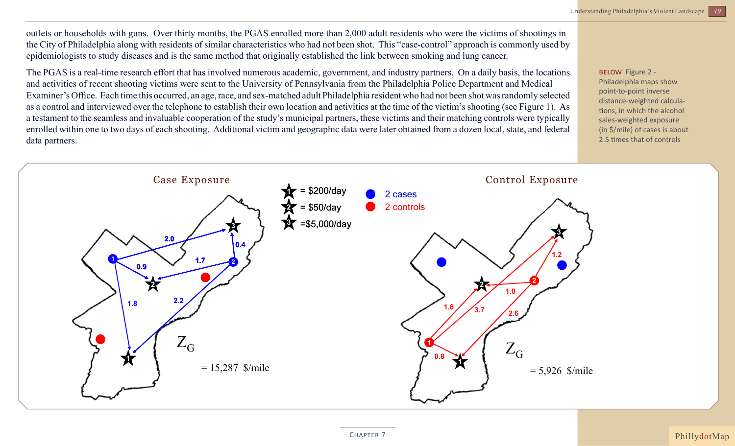outlets or households with guns. Over thirty months, the PGAS enrolled more than 2,000 adult residents who were the victims of shootings in the City of Philadelphia along with residents of similar characteristics who had not been shot. This "case-control" approach is commonly used by epidemiologists to study diseases and is the same method that originally established the link between smoking and lung cancer.

The PGAS is a real-time research effort that has involved numerous academic, government, and industry partners. On a daily basis, the locations and activities of recent shooting victims were sent to the University of Pennsylvania from the Philadelphia Police Department and Medical Examiner's Office. Each time this occurred, an age, race, and sex-matched adult Philadelphia resident who had not been shot was randomly selected as a control and interviewed over the telephone to establish their own location and activities at the time of the victim's shooting (see Figure 1). As a testament to the seamless and invaluable cooperation of the study's municipal partners, these victims and their matching controls were typically enrolled within one to two days of each shooting. Additional victim and geographic data were later obtained from a dozen local, state, and federal data partners.

BELOW Figure 2 - Philadelphia maps show point-to-point inverse distance-weighted calculations, in which the alcohol sales-weighted exposure (in $/mile) of cases is about 2.5 times that of controls

**Case Exposure**

$Z_G$ = 15,287 $/mile

**Control Exposure**

$Z_G$ = 5,926 $/mile

Star 1 = $200/day; Star 2 = $50/day; Star 3 = $5,000/day

Blue dots: 2 cases; Red dots: 2 controls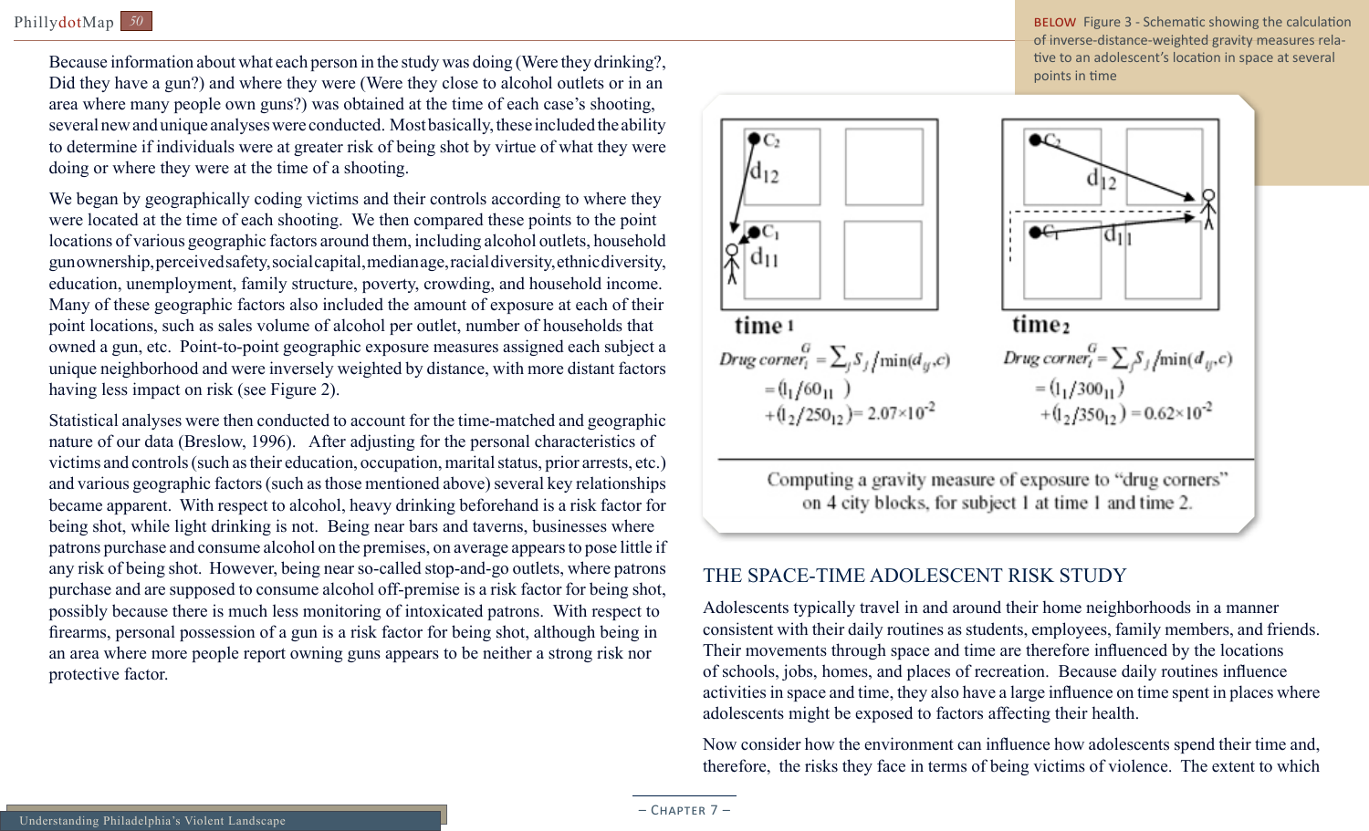Because information about what each person in the study was doing (Were they drinking?, Did they have a gun?) and where they were (Were they close to alcohol outlets or in an area where many people own guns?) was obtained at the time of each case's shooting, several new and unique analyses were conducted. Most basically, these included the ability to determine if individuals were at greater risk of being shot by virtue of what they were doing or where they were at the time of a shooting.

We began by geographically coding victims and their controls according to where they were located at the time of each shooting. We then compared these points to the point locations of various geographic factors around them, including alcohol outlets, household gun ownership, perceived safety, social capital, median age, racial diversity, ethnic diversity, education, unemployment, family structure, poverty, crowding, and household income. Many of these geographic factors also included the amount of exposure at each of their point locations, such as sales volume of alcohol per outlet, number of households that owned a gun, etc. Point-to-point geographic exposure measures assigned each subject a unique neighborhood and were inversely weighted by distance, with more distant factors having less impact on risk (see Figure 2).

Statistical analyses were then conducted to account for the time-matched and geographic nature of our data (Breslow, 1996). After adjusting for the personal characteristics of victims and controls (such as their education, occupation, marital status, prior arrests, etc.) and various geographic factors (such as those mentioned above) several key relationships became apparent. With respect to alcohol, heavy drinking beforehand is a risk factor for being shot, while light drinking is not. Being near bars and taverns, businesses where patrons purchase and consume alcohol on the premises, on average appears to pose little if any risk of being shot. However, being near so-called stop-and-go outlets, where patrons purchase and are supposed to consume alcohol off-premise is a risk factor for being shot, possibly because there is much less monitoring of intoxicated patrons. With respect to firearms, personal possession of a gun is a risk factor for being shot, although being in an area where more people report owning guns appears to be neither a strong risk nor protective factor.

BELOW Figure 3 - Schematic showing the calculation of inverse-distance-weighted gravity measures relative to an adolescent's location in space at several points in time

time 1

$$\text{Drug corner}_i^G = \sum_j S_j / \min(d_{ij}, c) = (1_1/60_{11}) + (1_2/250_{12}) = 2.07\times10^{-2}$$

time 2

$$\text{Drug corner}_i^G = \sum_j S_j / \min(d_{ij}, c) = (1_1/300_{11}) + (1_2/350_{12}) = 0.62\times10^{-2}$$

Computing a gravity measure of exposure to "drug corners" on 4 city blocks, for subject 1 at time 1 and time 2.

## THE SPACE-TIME ADOLESCENT RISK STUDY

Adolescents typically travel in and around their home neighborhoods in a manner consistent with their daily routines as students, employees, family members, and friends. Their movements through space and time are therefore influenced by the locations of schools, jobs, homes, and places of recreation. Because daily routines influence activities in space and time, they also have a large influence on time spent in places where adolescents might be exposed to factors affecting their health.

Now consider how the environment can influence how adolescents spend their time and, therefore, the risks they face in terms of being victims of violence. The extent to which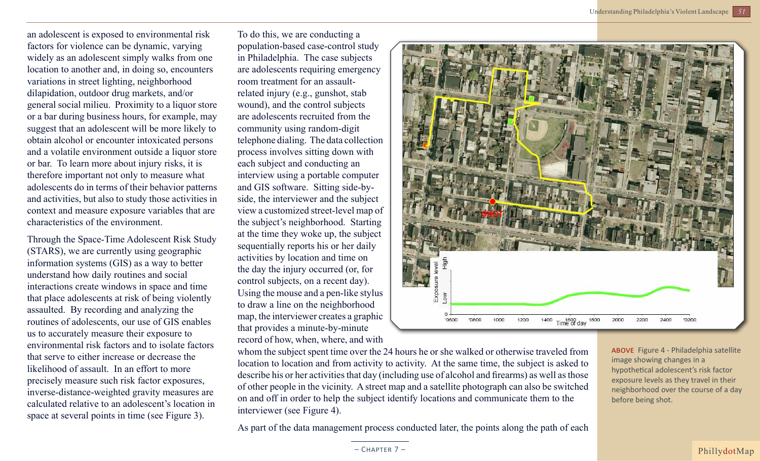an adolescent is exposed to environmental risk factors for violence can be dynamic, varying widely as an adolescent simply walks from one location to another and, in doing so, encounters variations in street lighting, neighborhood dilapidation, outdoor drug markets, and/or general social milieu. Proximity to a liquor store or a bar during business hours, for example, may suggest that an adolescent will be more likely to obtain alcohol or encounter intoxicated persons and a volatile environment outside a liquor store or bar. To learn more about injury risks, it is therefore important not only to measure what adolescents do in terms of their behavior patterns and activities, but also to study those activities in context and measure exposure variables that are characteristics of the environment.

Through the Space-Time Adolescent Risk Study (STARS), we are currently using geographic information systems (GIS) as a way to better understand how daily routines and social interactions create windows in space and time that place adolescents at risk of being violently assaulted. By recording and analyzing the routines of adolescents, our use of GIS enables us to accurately measure their exposure to environmental risk factors and to isolate factors that serve to either increase or decrease the likelihood of assault. In an effort to more precisely measure such risk factor exposures, inverse-distance-weighted gravity measures are calculated relative to an adolescent's location in space at several points in time (see Figure 3).

To do this, we are conducting a population-based case-control study in Philadelphia. The case subjects are adolescents requiring emergency room treatment for an assault-related injury (e.g., gunshot, stab wound), and the control subjects are adolescents recruited from the community using random-digit telephone dialing. The data collection process involves sitting down with each subject and conducting an interview using a portable computer and GIS software. Sitting side-by-side, the interviewer and the subject view a customized street-level map of the subject's neighborhood. Starting at the time they woke up, the subject sequentially reports his or her daily activities by location and time on the day the injury occurred (or, for control subjects, on a recent day). Using the mouse and a pen-like stylus to draw a line on the neighborhood map, the interviewer creates a graphic that provides a minute-by-minute record of how, when, where, and with whom the subject spent time over the 24 hours he or she walked or otherwise traveled from location to location and from activity to activity. At the same time, the subject is asked to describe his or her activities that day (including use of alcohol and firearms) as well as those of other people in the vicinity. A street map and a satellite photograph can also be switched on and off in order to help the subject identify locations and communicate them to the interviewer (see Figure 4).

**ABOVE** Figure 4 - Philadelphia satellite image showing changes in a hypothetical adolescent's risk factor exposure levels as they travel in their neighborhood over the course of a day before being shot.

As part of the data management process conducted later, the points along the path of each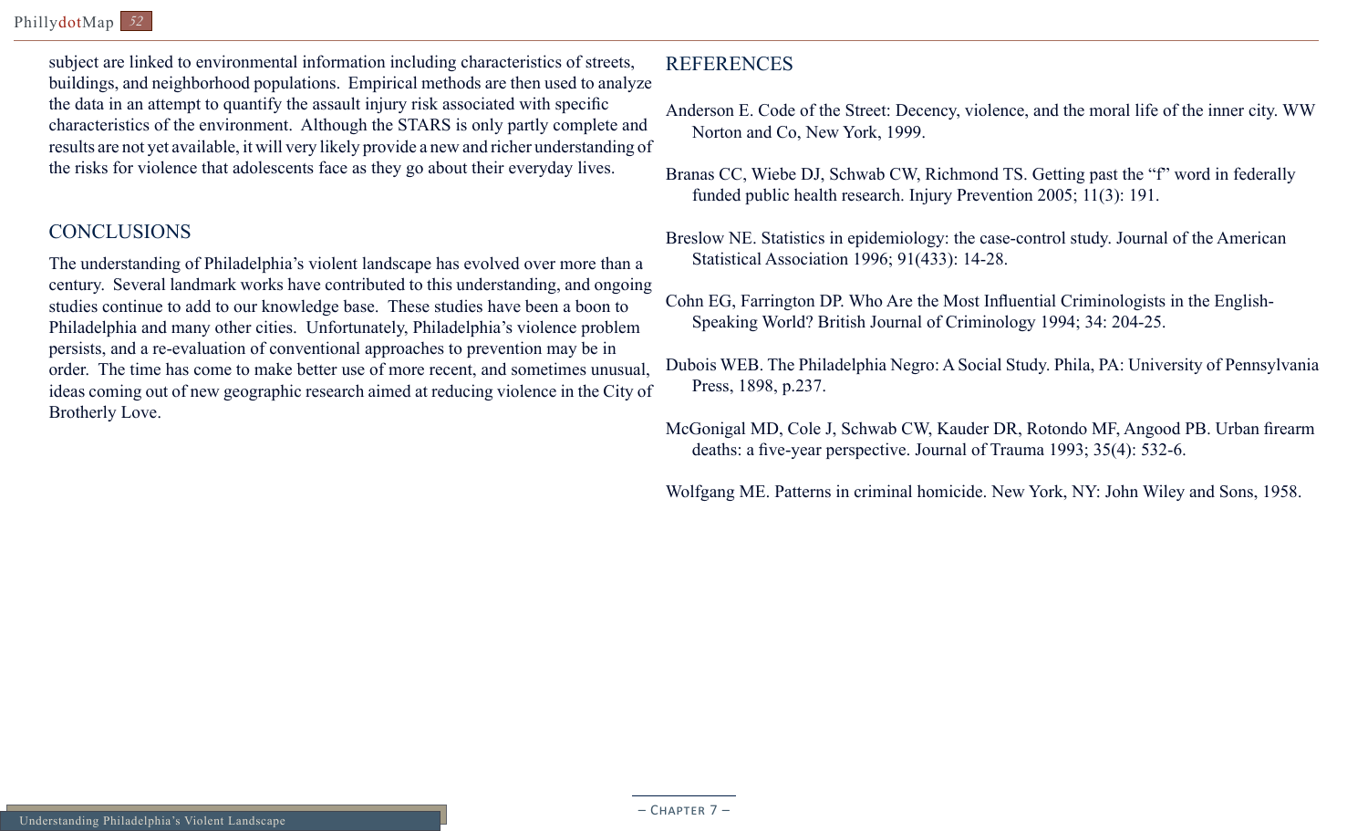subject are linked to environmental information including characteristics of streets, buildings, and neighborhood populations. Empirical methods are then used to analyze the data in an attempt to quantify the assault injury risk associated with specific characteristics of the environment. Although the STARS is only partly complete and results are not yet available, it will very likely provide a new and richer understanding of the risks for violence that adolescents face as they go about their everyday lives.

## CONCLUSIONS

The understanding of Philadelphia's violent landscape has evolved over more than a century. Several landmark works have contributed to this understanding, and ongoing studies continue to add to our knowledge base. These studies have been a boon to Philadelphia and many other cities. Unfortunately, Philadelphia's violence problem persists, and a re-evaluation of conventional approaches to prevention may be in order. The time has come to make better use of more recent, and sometimes unusual, ideas coming out of new geographic research aimed at reducing violence in the City of Brotherly Love.

## REFERENCES

Anderson E. Code of the Street: Decency, violence, and the moral life of the inner city. WW Norton and Co, New York, 1999.

Branas CC, Wiebe DJ, Schwab CW, Richmond TS. Getting past the "f" word in federally funded public health research. Injury Prevention 2005; 11(3): 191.

Breslow NE. Statistics in epidemiology: the case-control study. Journal of the American Statistical Association 1996; 91(433): 14-28.

Cohn EG, Farrington DP. Who Are the Most Influential Criminologists in the English-Speaking World? British Journal of Criminology 1994; 34: 204-25.

Dubois WEB. The Philadelphia Negro: A Social Study. Phila, PA: University of Pennsylvania Press, 1898, p.237.

McGonigal MD, Cole J, Schwab CW, Kauder DR, Rotondo MF, Angood PB. Urban firearm deaths: a five-year perspective. Journal of Trauma 1993; 35(4): 532-6.

Wolfgang ME. Patterns in criminal homicide. New York, NY: John Wiley and Sons, 1958.